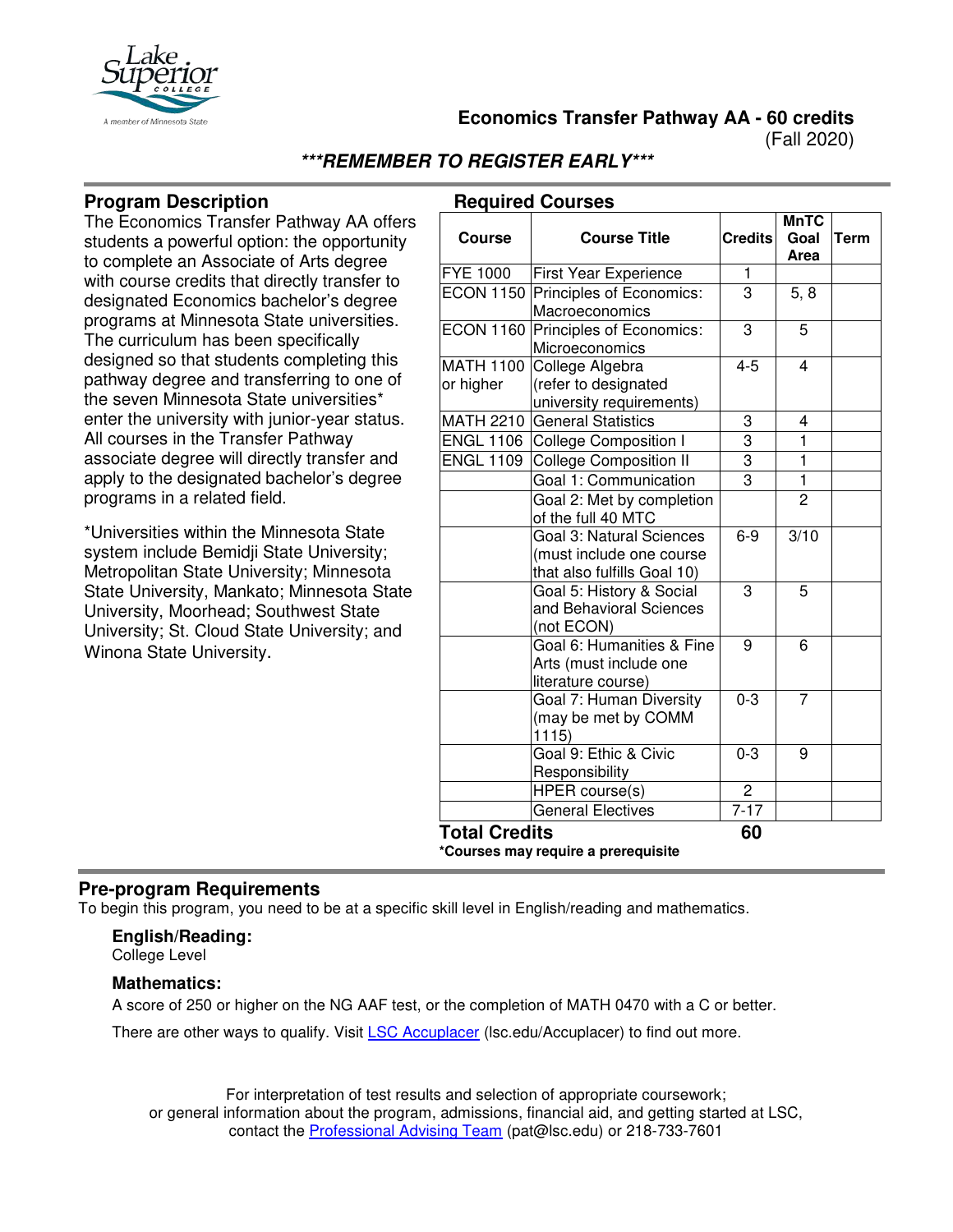# Economics Transfer Pathway AA - 60 credits

(Fall 2020)

***REMEMBER TO REGISTER EARLY***

## Program Description

The Economics Transfer Pathway AA offers students a powerful option: the opportunity to complete an Associate of Arts degree with course credits that directly transfer to designated Economics bachelor's degree programs at Minnesota State universities. The curriculum has been specifically designed so that students completing this pathway degree and transferring to one of the seven Minnesota State universities* enter the university with junior-year status. All courses in the Transfer Pathway associate degree will directly transfer and apply to the designated bachelor's degree programs in a related field.

*Universities within the Minnesota State system include Bemidji State University; Metropolitan State University; Minnesota State University, Mankato; Minnesota State University, Moorhead; Southwest State University; St. Cloud State University; and Winona State University.

## Required Courses

| Course | Course Title | Credits | MnTC Goal Area | Term |
|---|---|---|---|---|
| FYE 1000 | First Year Experience | 1 | | |
| ECON 1150 | Principles of Economics: Macroeconomics | 3 | 5, 8 | |
| ECON 1160 | Principles of Economics: Microeconomics | 3 | 5 | |
| MATH 1100 or higher | College Algebra (refer to designated university requirements) | 4-5 | 4 | |
| MATH 2210 | General Statistics | 3 | 4 | |
| ENGL 1106 | College Composition I | 3 | 1 | |
| ENGL 1109 | College Composition II | 3 | 1 | |
| | Goal 1: Communication | 3 | 1 | |
| | Goal 2: Met by completion of the full 40 MTC | | 2 | |
| | Goal 3: Natural Sciences (must include one course that also fulfills Goal 10) | 6-9 | 3/10 | |
| | Goal 5: History & Social and Behavioral Sciences (not ECON) | 3 | 5 | |
| | Goal 6: Humanities & Fine Arts (must include one literature course) | 9 | 6 | |
| | Goal 7: Human Diversity (may be met by COMM 1115) | 0-3 | 7 | |
| | Goal 9: Ethic & Civic Responsibility | 0-3 | 9 | |
| | HPER course(s) | 2 | | |
| | General Electives | 7-17 | | |
| **Total Credits** | | **60** | | |

***Courses may require a prerequisite**

## Pre-program Requirements

To begin this program, you need to be at a specific skill level in English/reading and mathematics.

### English/Reading:

College Level

### Mathematics:

A score of 250 or higher on the NG AAF test, or the completion of MATH 0470 with a C or better.

There are other ways to qualify. Visit LSC Accuplacer (lsc.edu/Accuplacer) to find out more.

For interpretation of test results and selection of appropriate coursework; or general information about the program, admissions, financial aid, and getting started at LSC, contact the Professional Advising Team (pat@lsc.edu) or 218-733-7601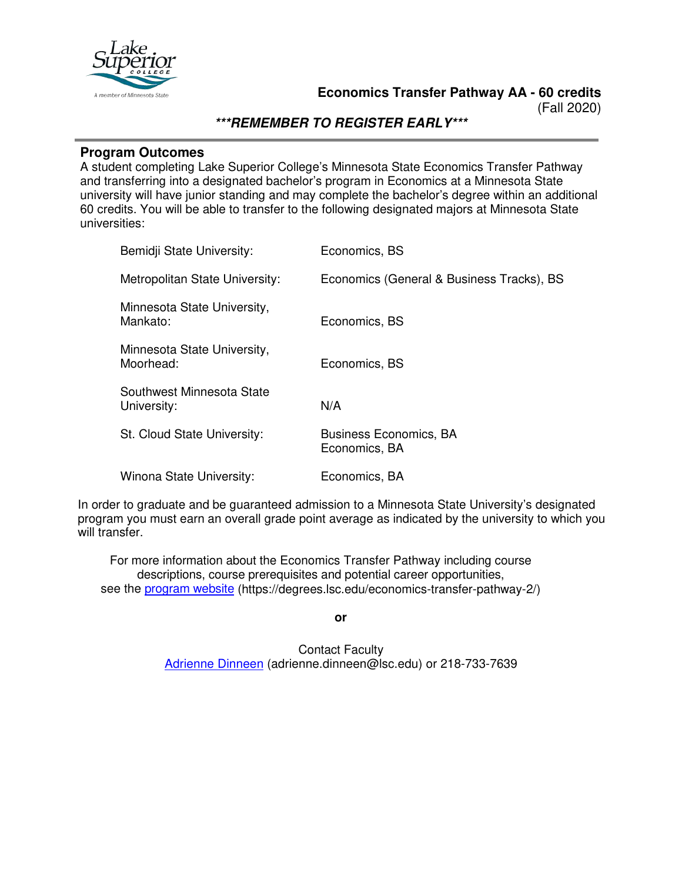**Economics Transfer Pathway AA - 60 credits**
(Fall 2020)

***\*\*\*REMEMBER TO REGISTER EARLY\*\*\****

## Program Outcomes

A student completing Lake Superior College's Minnesota State Economics Transfer Pathway and transferring into a designated bachelor's program in Economics at a Minnesota State university will have junior standing and may complete the bachelor's degree within an additional 60 credits. You will be able to transfer to the following designated majors at Minnesota State universities:

| University | Designated Major |
| --- | --- |
| Bemidji State University: | Economics, BS |
| Metropolitan State University: | Economics (General & Business Tracks), BS |
| Minnesota State University, Mankato: | Economics, BS |
| Minnesota State University, Moorhead: | Economics, BS |
| Southwest Minnesota State University: | N/A |
| St. Cloud State University: | Business Economics, BA<br>Economics, BA |
| Winona State University: | Economics, BA |

In order to graduate and be guaranteed admission to a Minnesota State University's designated program you must earn an overall grade point average as indicated by the university to which you will transfer.

For more information about the Economics Transfer Pathway including course descriptions, course prerequisites and potential career opportunities, see the program website (https://degrees.lsc.edu/economics-transfer-pathway-2/)

**or**

Contact Faculty
Adrienne Dinneen (adrienne.dinneen@lsc.edu) or 218-733-7639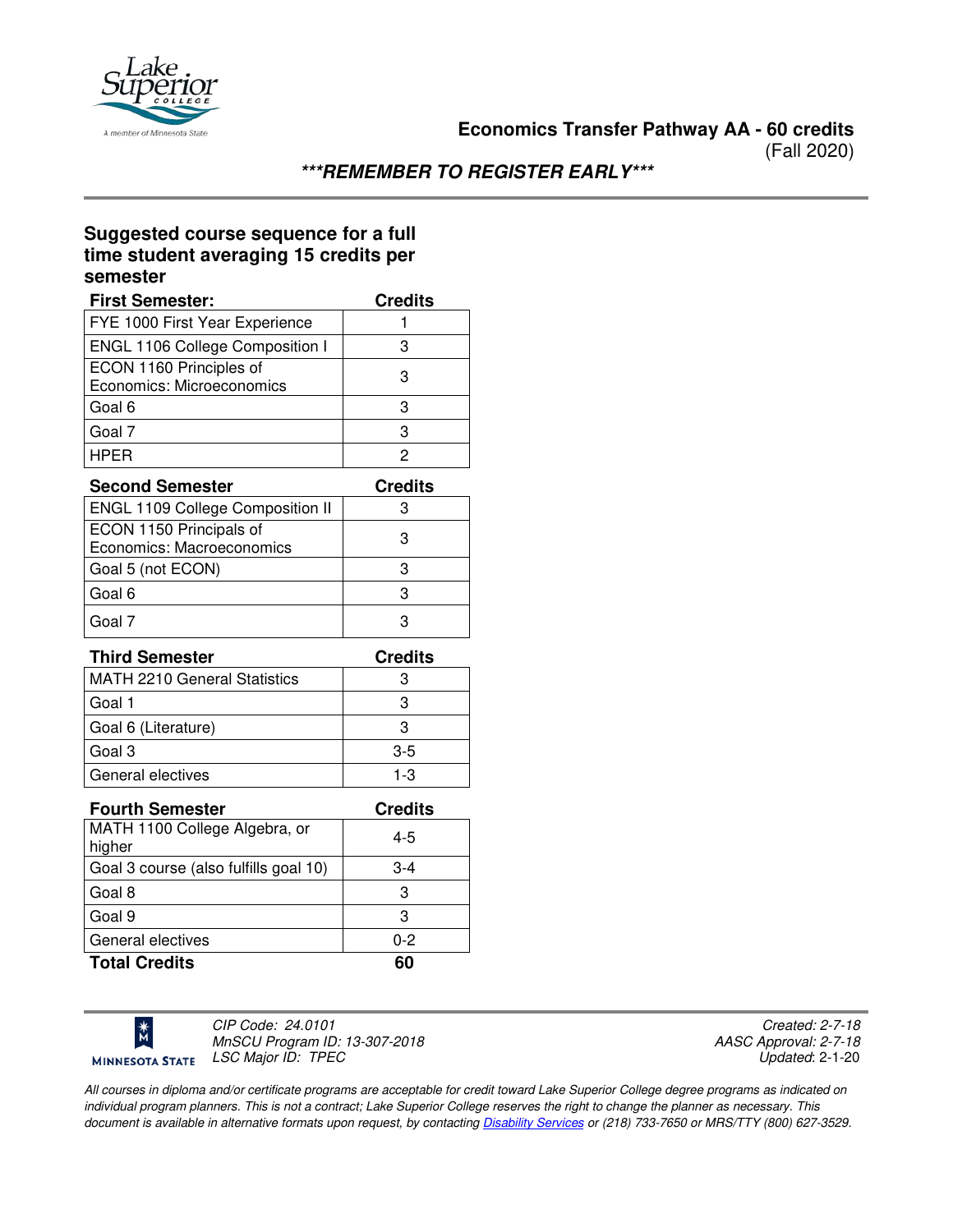## Economics Transfer Pathway AA - 60 credits

(Fall 2020)

***REMEMBER TO REGISTER EARLY***

### Suggested course sequence for a full time student averaging 15 credits per semester

| First Semester: | Credits |
|---|---|
| FYE 1000 First Year Experience | 1 |
| ENGL 1106 College Composition I | 3 |
| ECON 1160 Principles of Economics: Microeconomics | 3 |
| Goal 6 | 3 |
| Goal 7 | 3 |
| HPER | 2 |

| Second Semester | Credits |
|---|---|
| ENGL 1109 College Composition II | 3 |
| ECON 1150 Principals of Economics: Macroeconomics | 3 |
| Goal 5 (not ECON) | 3 |
| Goal 6 | 3 |
| Goal 7 | 3 |

| Third Semester | Credits |
|---|---|
| MATH 2210 General Statistics | 3 |
| Goal 1 | 3 |
| Goal 6 (Literature) | 3 |
| Goal 3 | 3-5 |
| General electives | 1-3 |

| Fourth Semester | Credits |
|---|---|
| MATH 1100 College Algebra, or higher | 4-5 |
| Goal 3 course (also fulfills goal 10) | 3-4 |
| Goal 8 | 3 |
| Goal 9 | 3 |
| General electives | 0-2 |
| **Total Credits** | **60** |

*CIP Code: 24.0101*
*MnSCU Program ID: 13-307-2018*
*LSC Major ID: TPEC*

*Created: 2-7-18*
*AASC Approval: 2-7-18*
*Updated: 2-1-20*

*All courses in diploma and/or certificate programs are acceptable for credit toward Lake Superior College degree programs as indicated on individual program planners. This is not a contract; Lake Superior College reserves the right to change the planner as necessary. This document is available in alternative formats upon request, by contacting Disability Services or (218) 733-7650 or MRS/TTY (800) 627-3529.*